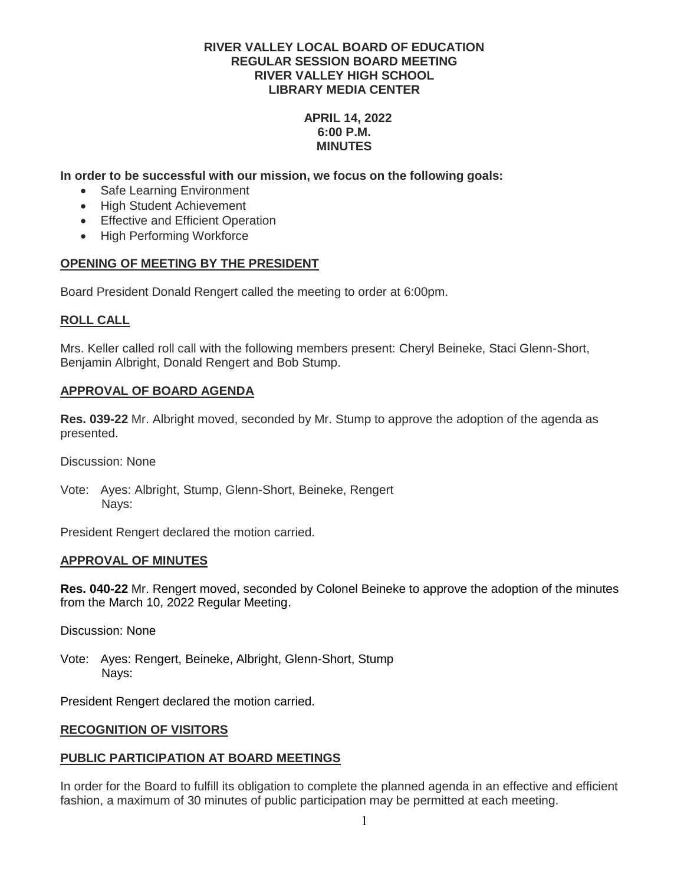**RIVER VALLEY LOCAL BOARD OF EDUCATION**
**REGULAR SESSION BOARD MEETING**
**RIVER VALLEY HIGH SCHOOL**
**LIBRARY MEDIA CENTER**

**APRIL 14, 2022**
**6:00 P.M.**
**MINUTES**

**In order to be successful with our mission, we focus on the following goals:**

- Safe Learning Environment
- High Student Achievement
- Effective and Efficient Operation
- High Performing Workforce

## OPENING OF MEETING BY THE PRESIDENT

Board President Donald Rengert called the meeting to order at 6:00pm.

## ROLL CALL

Mrs. Keller called roll call with the following members present: Cheryl Beineke, Staci Glenn-Short, Benjamin Albright, Donald Rengert and Bob Stump.

## APPROVAL OF BOARD AGENDA

**Res. 039-22** Mr. Albright moved, seconded by Mr. Stump to approve the adoption of the agenda as presented.

Discussion: None

Vote: Ayes: Albright, Stump, Glenn-Short, Beineke, Rengert
Nays:

President Rengert declared the motion carried.

## APPROVAL OF MINUTES

**Res. 040-22** Mr. Rengert moved, seconded by Colonel Beineke to approve the adoption of the minutes from the March 10, 2022 Regular Meeting.

Discussion: None

Vote: Ayes: Rengert, Beineke, Albright, Glenn-Short, Stump
Nays:

President Rengert declared the motion carried.

## RECOGNITION OF VISITORS

## PUBLIC PARTICIPATION AT BOARD MEETINGS

In order for the Board to fulfill its obligation to complete the planned agenda in an effective and efficient fashion, a maximum of 30 minutes of public participation may be permitted at each meeting.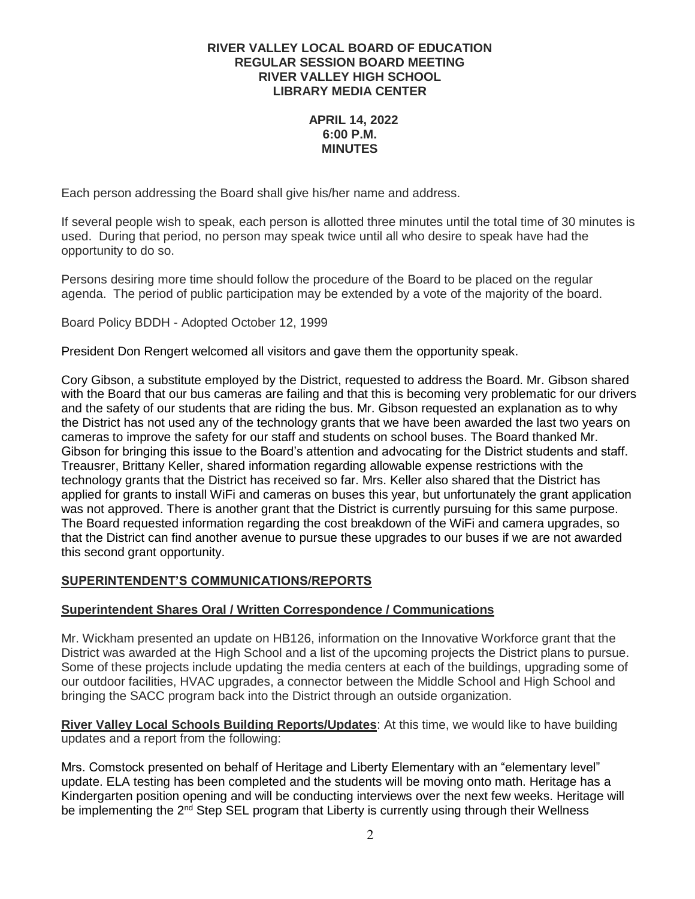**RIVER VALLEY LOCAL BOARD OF EDUCATION**
**REGULAR SESSION BOARD MEETING**
**RIVER VALLEY HIGH SCHOOL**
**LIBRARY MEDIA CENTER**

**APRIL 14, 2022**
**6:00 P.M.**
**MINUTES**

Each person addressing the Board shall give his/her name and address.

If several people wish to speak, each person is allotted three minutes until the total time of 30 minutes is used. During that period, no person may speak twice until all who desire to speak have had the opportunity to do so.

Persons desiring more time should follow the procedure of the Board to be placed on the regular agenda. The period of public participation may be extended by a vote of the majority of the board.

Board Policy BDDH - Adopted October 12, 1999

President Don Rengert welcomed all visitors and gave them the opportunity speak.

Cory Gibson, a substitute employed by the District, requested to address the Board. Mr. Gibson shared with the Board that our bus cameras are failing and that this is becoming very problematic for our drivers and the safety of our students that are riding the bus. Mr. Gibson requested an explanation as to why the District has not used any of the technology grants that we have been awarded the last two years on cameras to improve the safety for our staff and students on school buses. The Board thanked Mr. Gibson for bringing this issue to the Board's attention and advocating for the District students and staff. Treausrer, Brittany Keller, shared information regarding allowable expense restrictions with the technology grants that the District has received so far. Mrs. Keller also shared that the District has applied for grants to install WiFi and cameras on buses this year, but unfortunately the grant application was not approved. There is another grant that the District is currently pursuing for this same purpose. The Board requested information regarding the cost breakdown of the WiFi and camera upgrades, so that the District can find another avenue to pursue these upgrades to our buses if we are not awarded this second grant opportunity.

## SUPERINTENDENT'S COMMUNICATIONS/REPORTS

### Superintendent Shares Oral / Written Correspondence / Communications

Mr. Wickham presented an update on HB126, information on the Innovative Workforce grant that the District was awarded at the High School and a list of the upcoming projects the District plans to pursue. Some of these projects include updating the media centers at each of the buildings, upgrading some of our outdoor facilities, HVAC upgrades, a connector between the Middle School and High School and bringing the SACC program back into the District through an outside organization.

**River Valley Local Schools Building Reports/Updates**: At this time, we would like to have building updates and a report from the following:

Mrs. Comstock presented on behalf of Heritage and Liberty Elementary with an "elementary level" update. ELA testing has been completed and the students will be moving onto math. Heritage has a Kindergarten position opening and will be conducting interviews over the next few weeks. Heritage will be implementing the 2nd Step SEL program that Liberty is currently using through their Wellness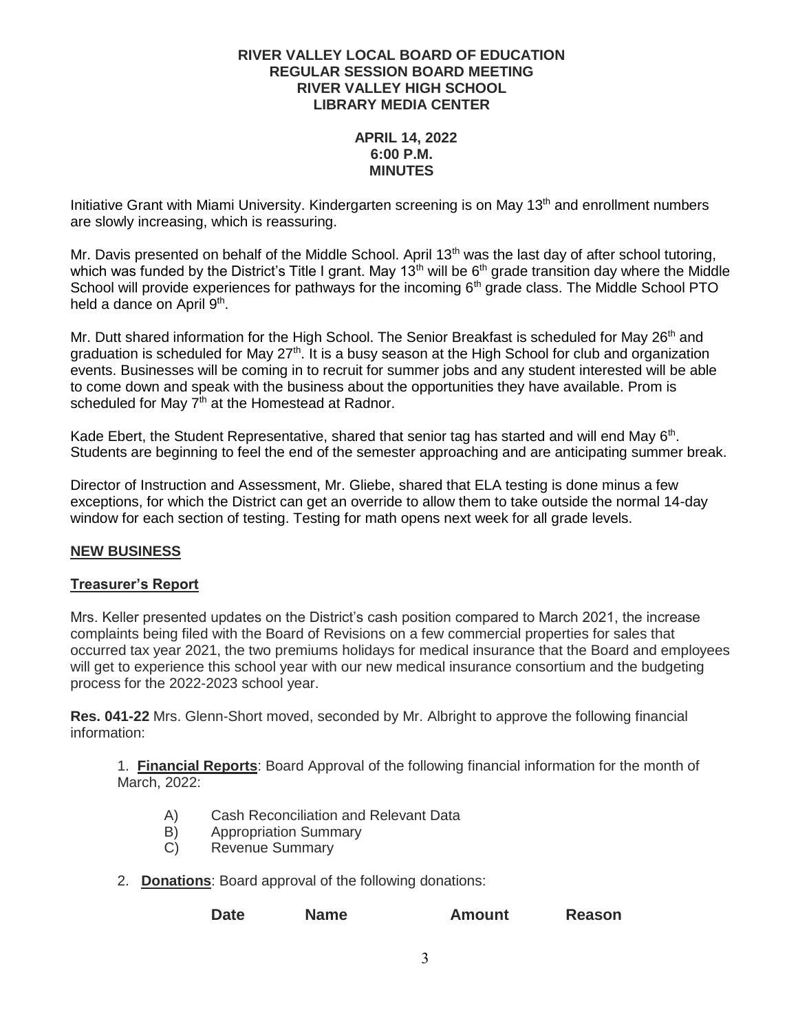Initiative Grant with Miami University. Kindergarten screening is on May 13th and enrollment numbers are slowly increasing, which is reassuring.

Mr. Davis presented on behalf of the Middle School. April 13th was the last day of after school tutoring, which was funded by the District's Title I grant. May 13th will be 6th grade transition day where the Middle School will provide experiences for pathways for the incoming 6th grade class. The Middle School PTO held a dance on April 9th.

Mr. Dutt shared information for the High School. The Senior Breakfast is scheduled for May 26th and graduation is scheduled for May 27th. It is a busy season at the High School for club and organization events. Businesses will be coming in to recruit for summer jobs and any student interested will be able to come down and speak with the business about the opportunities they have available. Prom is scheduled for May 7th at the Homestead at Radnor.

Kade Ebert, the Student Representative, shared that senior tag has started and will end May 6th. Students are beginning to feel the end of the semester approaching and are anticipating summer break.

Director of Instruction and Assessment, Mr. Gliebe, shared that ELA testing is done minus a few exceptions, for which the District can get an override to allow them to take outside the normal 14-day window for each section of testing. Testing for math opens next week for all grade levels.

## NEW BUSINESS

### Treasurer's Report

Mrs. Keller presented updates on the District's cash position compared to March 2021, the increase complaints being filed with the Board of Revisions on a few commercial properties for sales that occurred tax year 2021, the two premiums holidays for medical insurance that the Board and employees will get to experience this school year with our new medical insurance consortium and the budgeting process for the 2022-2023 school year.

**Res. 041-22** Mrs. Glenn-Short moved, seconded by Mr. Albright to approve the following financial information:

1. **Financial Reports**: Board Approval of the following financial information for the month of March, 2022:

   A) Cash Reconciliation and Relevant Data
   B) Appropriation Summary
   C) Revenue Summary

2. **Donations**: Board approval of the following donations:

| Date | Name | Amount | Reason |
|---|---|---|---|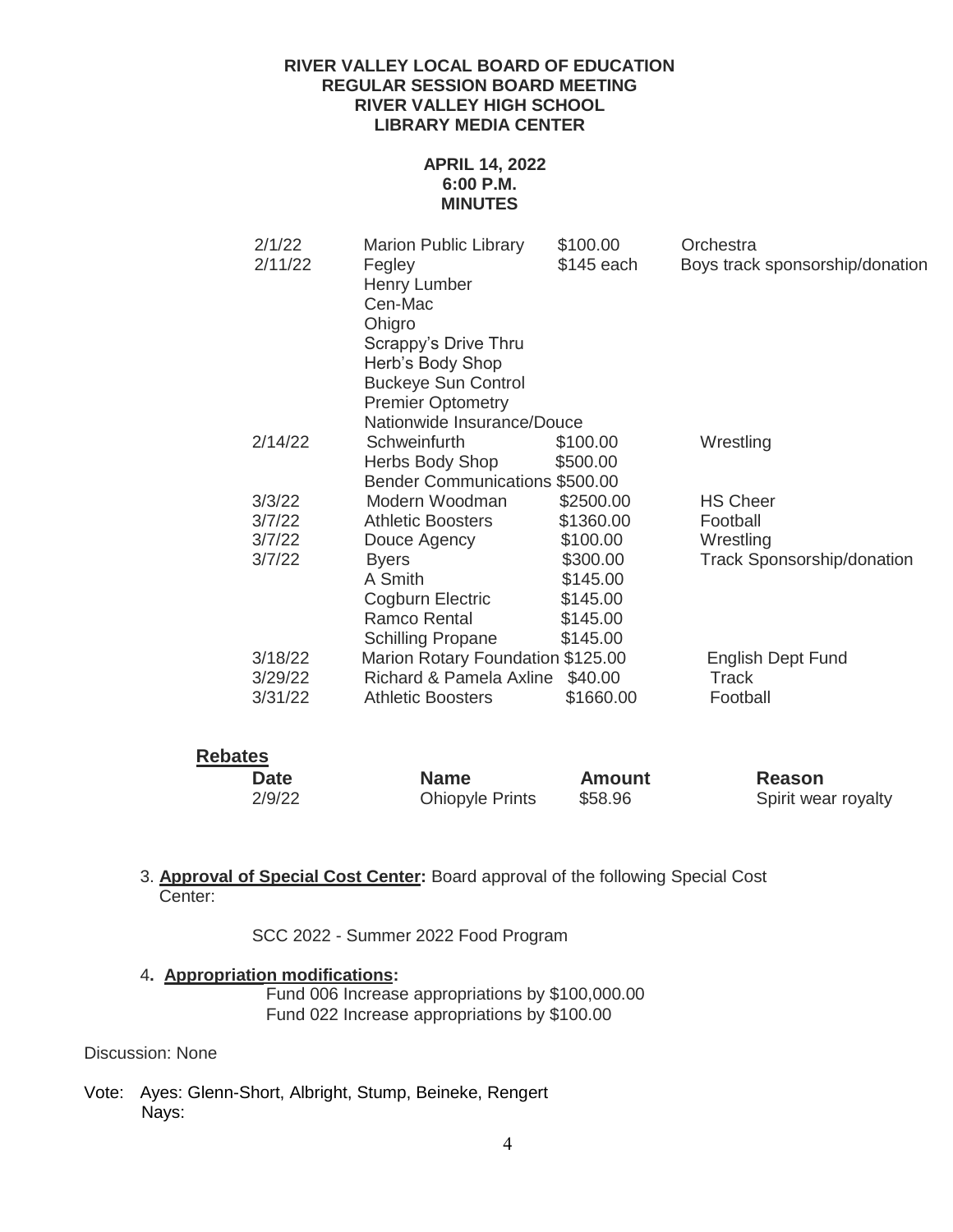**RIVER VALLEY LOCAL BOARD OF EDUCATION**
**REGULAR SESSION BOARD MEETING**
**RIVER VALLEY HIGH SCHOOL**
**LIBRARY MEDIA CENTER**

**APRIL 14, 2022**
**6:00 P.M.**
**MINUTES**

| | | | |
|---|---|---|---|
| 2/1/22 | Marion Public Library | $100.00 | Orchestra |
| 2/11/22 | Fegley | $145 each | Boys track sponsorship/donation |
| | Henry Lumber | | |
| | Cen-Mac | | |
| | Ohigro | | |
| | Scrappy's Drive Thru | | |
| | Herb's Body Shop | | |
| | Buckeye Sun Control | | |
| | Premier Optometry | | |
| | Nationwide Insurance/Douce | | |
| 2/14/22 | Schweinfurth | $100.00 | Wrestling |
| | Herbs Body Shop | $500.00 | |
| | Bender Communications | $500.00 | |
| 3/3/22 | Modern Woodman | $2500.00 | HS Cheer |
| 3/7/22 | Athletic Boosters | $1360.00 | Football |
| 3/7/22 | Douce Agency | $100.00 | Wrestling |
| 3/7/22 | Byers | $300.00 | Track Sponsorship/donation |
| | A Smith | $145.00 | |
| | Cogburn Electric | $145.00 | |
| | Ramco Rental | $145.00 | |
| | Schilling Propane | $145.00 | |
| 3/18/22 | Marion Rotary Foundation | $125.00 | English Dept Fund |
| 3/29/22 | Richard & Pamela Axline | $40.00 | Track |
| 3/31/22 | Athletic Boosters | $1660.00 | Football |

**Rebates**

| Date | Name | Amount | Reason |
|---|---|---|---|
| 2/9/22 | Ohiopyle Prints | $58.96 | Spirit wear royalty |

3. **Approval of Special Cost Center:** Board approval of the following Special Cost Center:

   SCC 2022 - Summer 2022 Food Program

4. **Appropriation modifications:**
   Fund 006 Increase appropriations by $100,000.00
   Fund 022 Increase appropriations by $100.00

Discussion: None

Vote: Ayes: Glenn-Short, Albright, Stump, Beineke, Rengert
Nays: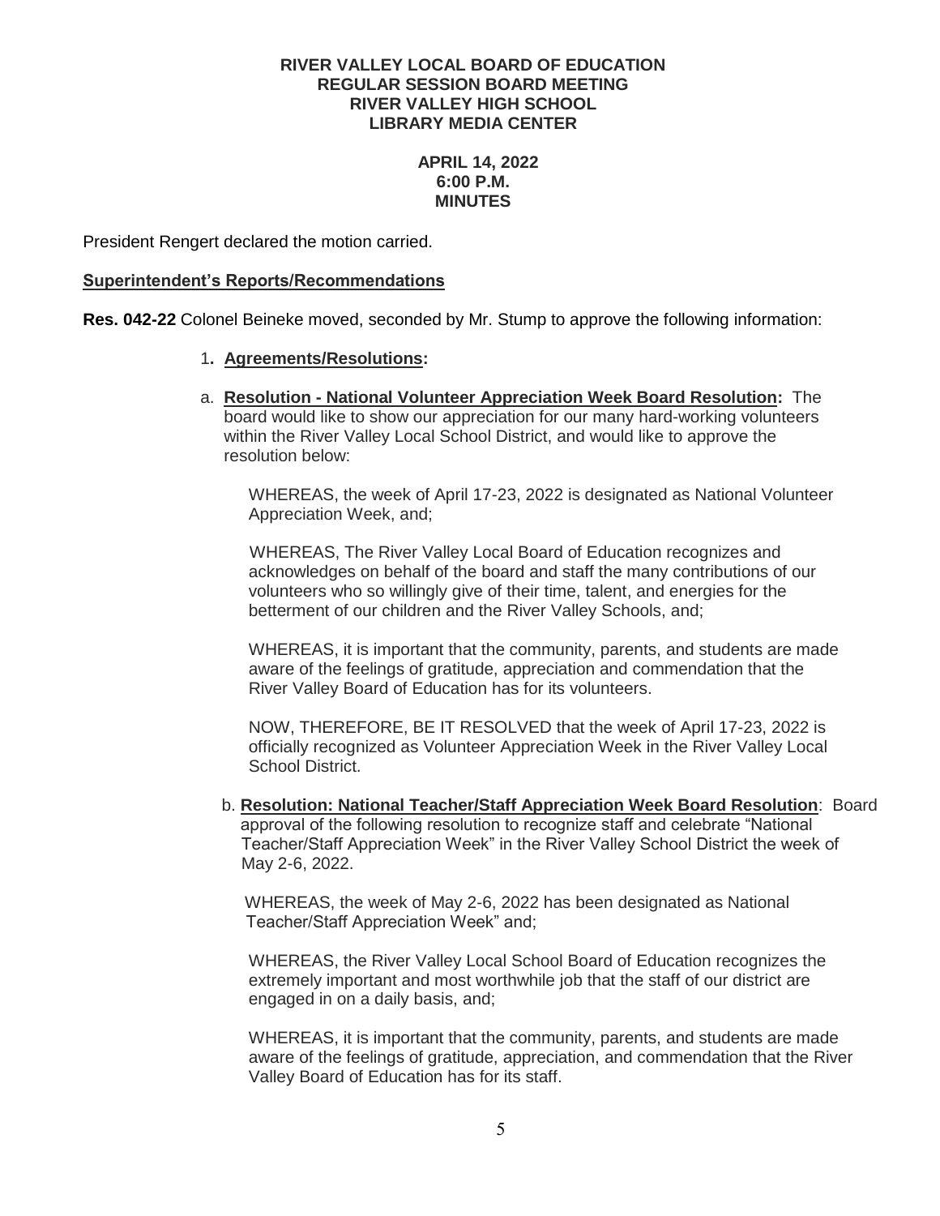**RIVER VALLEY LOCAL BOARD OF EDUCATION**
**REGULAR SESSION BOARD MEETING**
**RIVER VALLEY HIGH SCHOOL**
**LIBRARY MEDIA CENTER**

**APRIL 14, 2022**
**6:00 P.M.**
**MINUTES**

President Rengert declared the motion carried.

**Superintendent's Reports/Recommendations**

**Res. 042-22** Colonel Beineke moved, seconded by Mr. Stump to approve the following information:

1. **Agreements/Resolutions:**

a. **Resolution - National Volunteer Appreciation Week Board Resolution:** The board would like to show our appreciation for our many hard-working volunteers within the River Valley Local School District, and would like to approve the resolution below:

WHEREAS, the week of April 17-23, 2022 is designated as National Volunteer Appreciation Week, and;

WHEREAS, The River Valley Local Board of Education recognizes and acknowledges on behalf of the board and staff the many contributions of our volunteers who so willingly give of their time, talent, and energies for the betterment of our children and the River Valley Schools, and;

WHEREAS, it is important that the community, parents, and students are made aware of the feelings of gratitude, appreciation and commendation that the River Valley Board of Education has for its volunteers.

NOW, THEREFORE, BE IT RESOLVED that the week of April 17-23, 2022 is officially recognized as Volunteer Appreciation Week in the River Valley Local School District.

b. **Resolution: National Teacher/Staff Appreciation Week Board Resolution**: Board approval of the following resolution to recognize staff and celebrate "National Teacher/Staff Appreciation Week" in the River Valley School District the week of May 2-6, 2022.

WHEREAS, the week of May 2-6, 2022 has been designated as National Teacher/Staff Appreciation Week" and;

WHEREAS, the River Valley Local School Board of Education recognizes the extremely important and most worthwhile job that the staff of our district are engaged in on a daily basis, and;

WHEREAS, it is important that the community, parents, and students are made aware of the feelings of gratitude, appreciation, and commendation that the River Valley Board of Education has for its staff.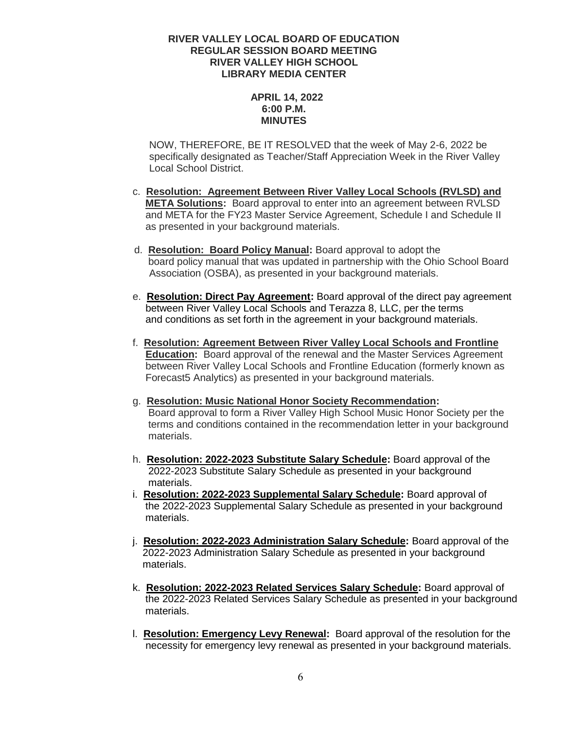**RIVER VALLEY LOCAL BOARD OF EDUCATION**
**REGULAR SESSION BOARD MEETING**
**RIVER VALLEY HIGH SCHOOL**
**LIBRARY MEDIA CENTER**

**APRIL 14, 2022**
**6:00 P.M.**
**MINUTES**

NOW, THEREFORE, BE IT RESOLVED that the week of May 2-6, 2022 be specifically designated as Teacher/Staff Appreciation Week in the River Valley Local School District.

c. **Resolution: Agreement Between River Valley Local Schools (RVLSD) and META Solutions:** Board approval to enter into an agreement between RVLSD and META for the FY23 Master Service Agreement, Schedule I and Schedule II as presented in your background materials.

d. **Resolution: Board Policy Manual:** Board approval to adopt the board policy manual that was updated in partnership with the Ohio School Board Association (OSBA), as presented in your background materials.

e. **Resolution: Direct Pay Agreement:** Board approval of the direct pay agreement between River Valley Local Schools and Terazza 8, LLC, per the terms and conditions as set forth in the agreement in your background materials.

f. **Resolution: Agreement Between River Valley Local Schools and Frontline Education:** Board approval of the renewal and the Master Services Agreement between River Valley Local Schools and Frontline Education (formerly known as Forecast5 Analytics) as presented in your background materials.

g. **Resolution: Music National Honor Society Recommendation:** Board approval to form a River Valley High School Music Honor Society per the terms and conditions contained in the recommendation letter in your background materials.

h. **Resolution: 2022-2023 Substitute Salary Schedule:** Board approval of the 2022-2023 Substitute Salary Schedule as presented in your background materials.

i. **Resolution: 2022-2023 Supplemental Salary Schedule:** Board approval of the 2022-2023 Supplemental Salary Schedule as presented in your background materials.

j. **Resolution: 2022-2023 Administration Salary Schedule:** Board approval of the 2022-2023 Administration Salary Schedule as presented in your background materials.

k. **Resolution: 2022-2023 Related Services Salary Schedule:** Board approval of the 2022-2023 Related Services Salary Schedule as presented in your background materials.

l. **Resolution: Emergency Levy Renewal:** Board approval of the resolution for the necessity for emergency levy renewal as presented in your background materials.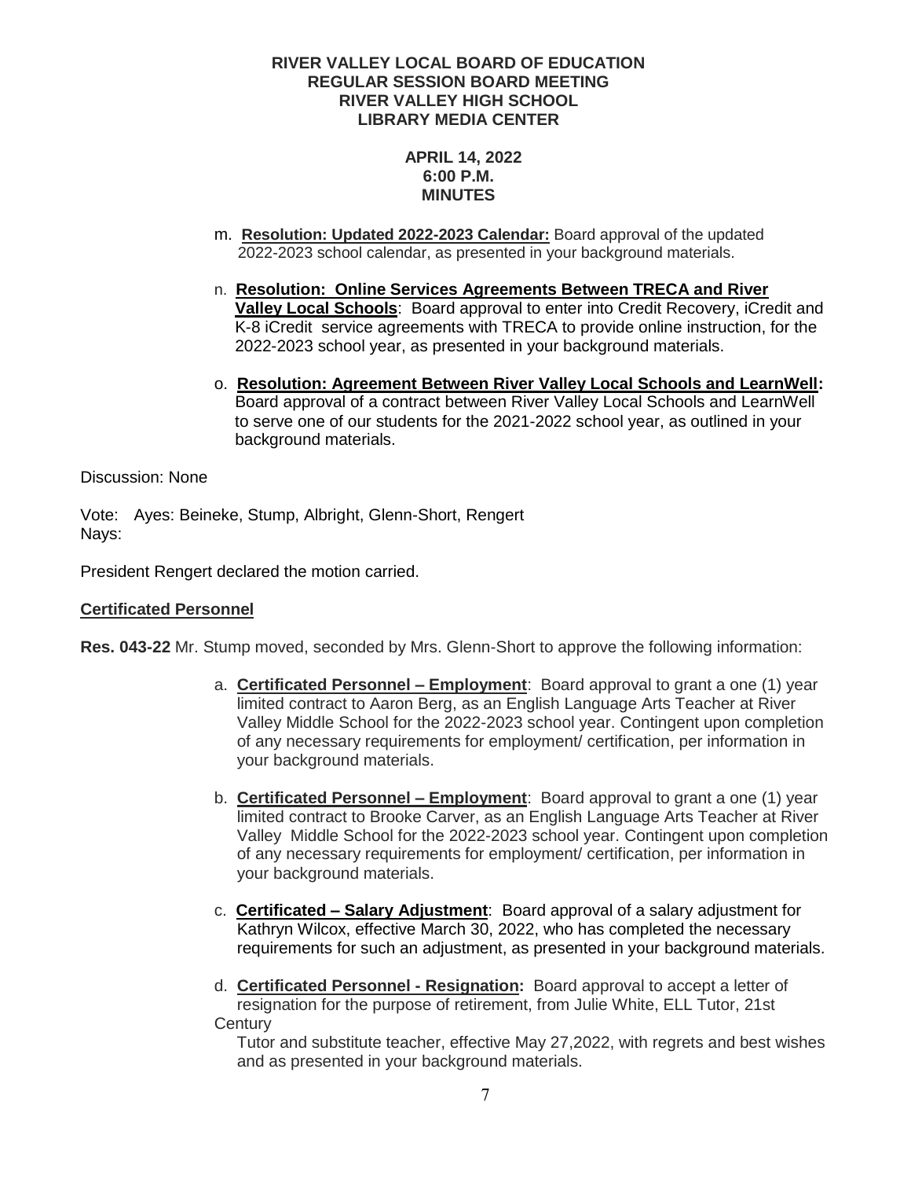**RIVER VALLEY LOCAL BOARD OF EDUCATION**
**REGULAR SESSION BOARD MEETING**
**RIVER VALLEY HIGH SCHOOL**
**LIBRARY MEDIA CENTER**

**APRIL 14, 2022**
**6:00 P.M.**
**MINUTES**

m. **Resolution: Updated 2022-2023 Calendar:** Board approval of the updated 2022-2023 school calendar, as presented in your background materials.

n. **Resolution: Online Services Agreements Between TRECA and River Valley Local Schools**: Board approval to enter into Credit Recovery, iCredit and K-8 iCredit service agreements with TRECA to provide online instruction, for the 2022-2023 school year, as presented in your background materials.

o. **Resolution: Agreement Between River Valley Local Schools and LearnWell:** Board approval of a contract between River Valley Local Schools and LearnWell to serve one of our students for the 2021-2022 school year, as outlined in your background materials.

Discussion: None

Vote: Ayes: Beineke, Stump, Albright, Glenn-Short, Rengert
Nays:

President Rengert declared the motion carried.

**Certificated Personnel**

**Res. 043-22** Mr. Stump moved, seconded by Mrs. Glenn-Short to approve the following information:

a. **Certificated Personnel – Employment**: Board approval to grant a one (1) year limited contract to Aaron Berg, as an English Language Arts Teacher at River Valley Middle School for the 2022-2023 school year. Contingent upon completion of any necessary requirements for employment/ certification, per information in your background materials.

b. **Certificated Personnel – Employment**: Board approval to grant a one (1) year limited contract to Brooke Carver, as an English Language Arts Teacher at River Valley Middle School for the 2022-2023 school year. Contingent upon completion of any necessary requirements for employment/ certification, per information in your background materials.

c. **Certificated – Salary Adjustment**: Board approval of a salary adjustment for Kathryn Wilcox, effective March 30, 2022, who has completed the necessary requirements for such an adjustment, as presented in your background materials.

d. **Certificated Personnel - Resignation:** Board approval to accept a letter of resignation for the purpose of retirement, from Julie White, ELL Tutor, 21st Century Tutor and substitute teacher, effective May 27,2022, with regrets and best wishes and as presented in your background materials.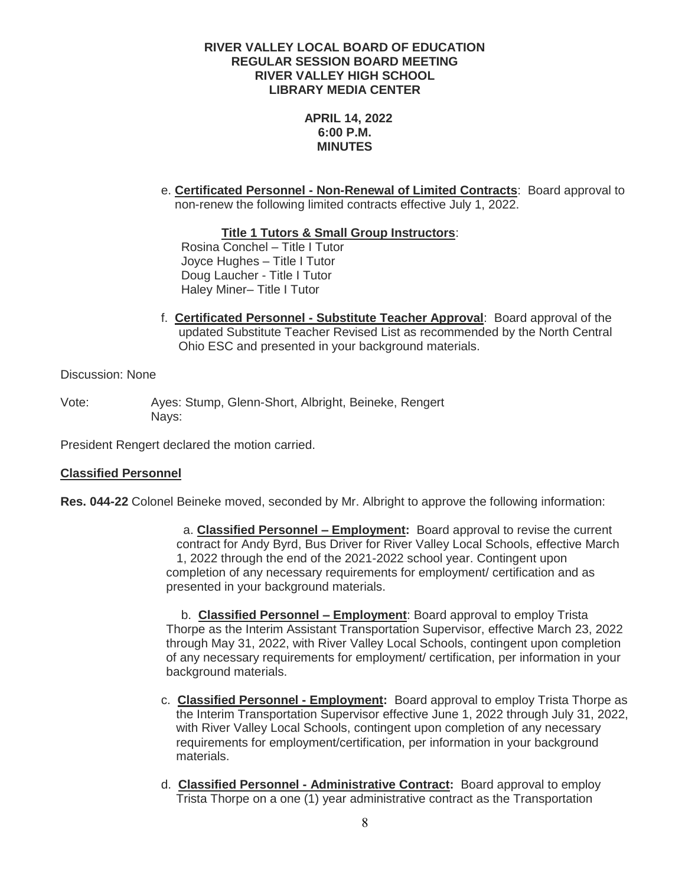**RIVER VALLEY LOCAL BOARD OF EDUCATION**
**REGULAR SESSION BOARD MEETING**
**RIVER VALLEY HIGH SCHOOL**
**LIBRARY MEDIA CENTER**

**APRIL 14, 2022**
**6:00 P.M.**
**MINUTES**

e. **Certificated Personnel - Non-Renewal of Limited Contracts**: Board approval to non-renew the following limited contracts effective July 1, 2022.

**Title 1 Tutors & Small Group Instructors**:
Rosina Conchel – Title I Tutor
Joyce Hughes – Title I Tutor
Doug Laucher - Title I Tutor
Haley Miner– Title I Tutor

f. **Certificated Personnel - Substitute Teacher Approval**: Board approval of the updated Substitute Teacher Revised List as recommended by the North Central Ohio ESC and presented in your background materials.

Discussion: None

Vote: Ayes: Stump, Glenn-Short, Albright, Beineke, Rengert
Nays:

President Rengert declared the motion carried.

**Classified Personnel**

**Res. 044-22** Colonel Beineke moved, seconded by Mr. Albright to approve the following information:

a. **Classified Personnel – Employment:** Board approval to revise the current contract for Andy Byrd, Bus Driver for River Valley Local Schools, effective March 1, 2022 through the end of the 2021-2022 school year. Contingent upon completion of any necessary requirements for employment/ certification and as presented in your background materials.

b. **Classified Personnel – Employment**: Board approval to employ Trista Thorpe as the Interim Assistant Transportation Supervisor, effective March 23, 2022 through May 31, 2022, with River Valley Local Schools, contingent upon completion of any necessary requirements for employment/ certification, per information in your background materials.

c. **Classified Personnel - Employment:** Board approval to employ Trista Thorpe as the Interim Transportation Supervisor effective June 1, 2022 through July 31, 2022, with River Valley Local Schools, contingent upon completion of any necessary requirements for employment/certification, per information in your background materials.

d. **Classified Personnel - Administrative Contract:** Board approval to employ Trista Thorpe on a one (1) year administrative contract as the Transportation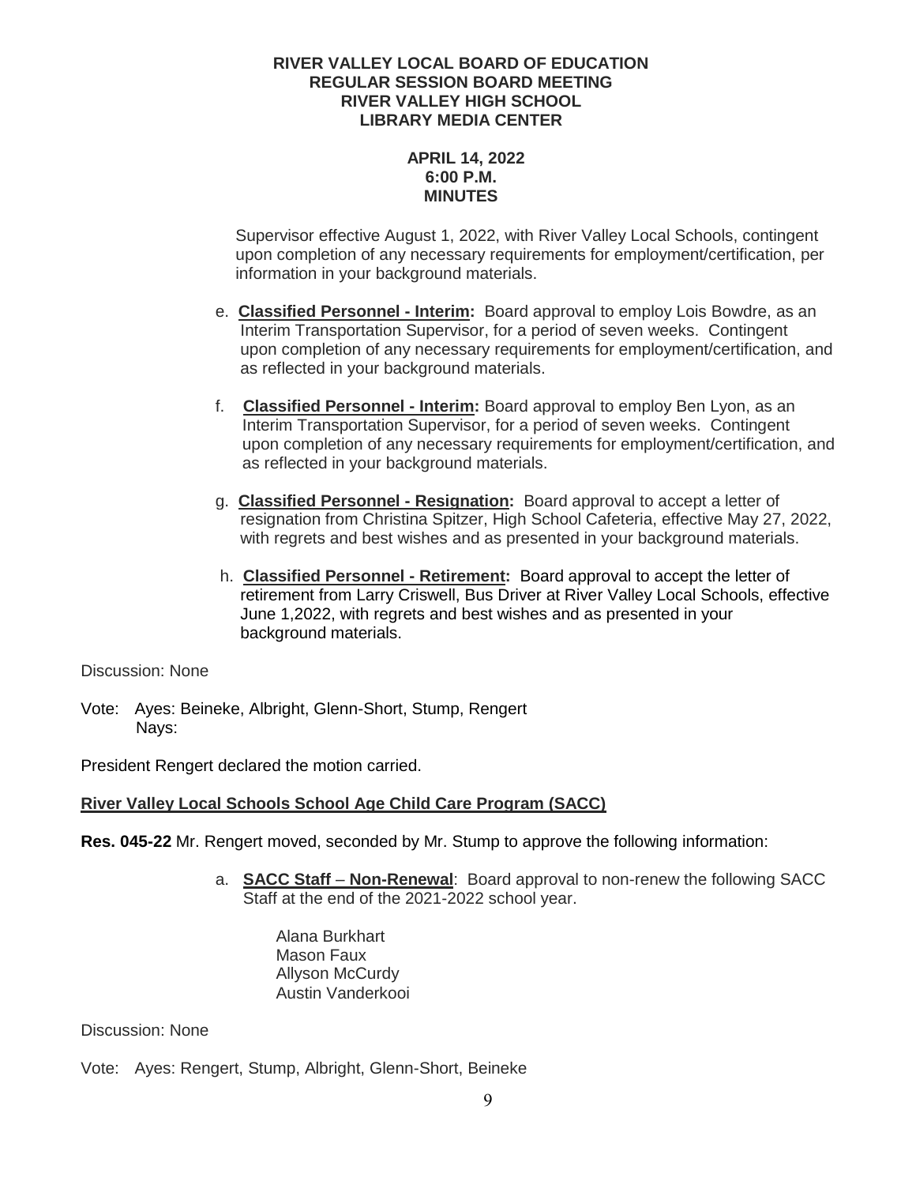Supervisor effective August 1, 2022, with River Valley Local Schools, contingent upon completion of any necessary requirements for employment/certification, per information in your background materials.

e. **Classified Personnel - Interim:** Board approval to employ Lois Bowdre, as an Interim Transportation Supervisor, for a period of seven weeks. Contingent upon completion of any necessary requirements for employment/certification, and as reflected in your background materials.

f. **Classified Personnel - Interim:** Board approval to employ Ben Lyon, as an Interim Transportation Supervisor, for a period of seven weeks. Contingent upon completion of any necessary requirements for employment/certification, and as reflected in your background materials.

g. **Classified Personnel - Resignation:** Board approval to accept a letter of resignation from Christina Spitzer, High School Cafeteria, effective May 27, 2022, with regrets and best wishes and as presented in your background materials.

h. **Classified Personnel - Retirement:** Board approval to accept the letter of retirement from Larry Criswell, Bus Driver at River Valley Local Schools, effective June 1,2022, with regrets and best wishes and as presented in your background materials.

Discussion: None

Vote: Ayes: Beineke, Albright, Glenn-Short, Stump, Rengert
Nays:

President Rengert declared the motion carried.

**River Valley Local Schools School Age Child Care Program (SACC)**

**Res. 045-22** Mr. Rengert moved, seconded by Mr. Stump to approve the following information:

a. **SACC Staff – Non-Renewal**: Board approval to non-renew the following SACC Staff at the end of the 2021-2022 school year.

Alana Burkhart
Mason Faux
Allyson McCurdy
Austin Vanderkooi

Discussion: None

Vote: Ayes: Rengert, Stump, Albright, Glenn-Short, Beineke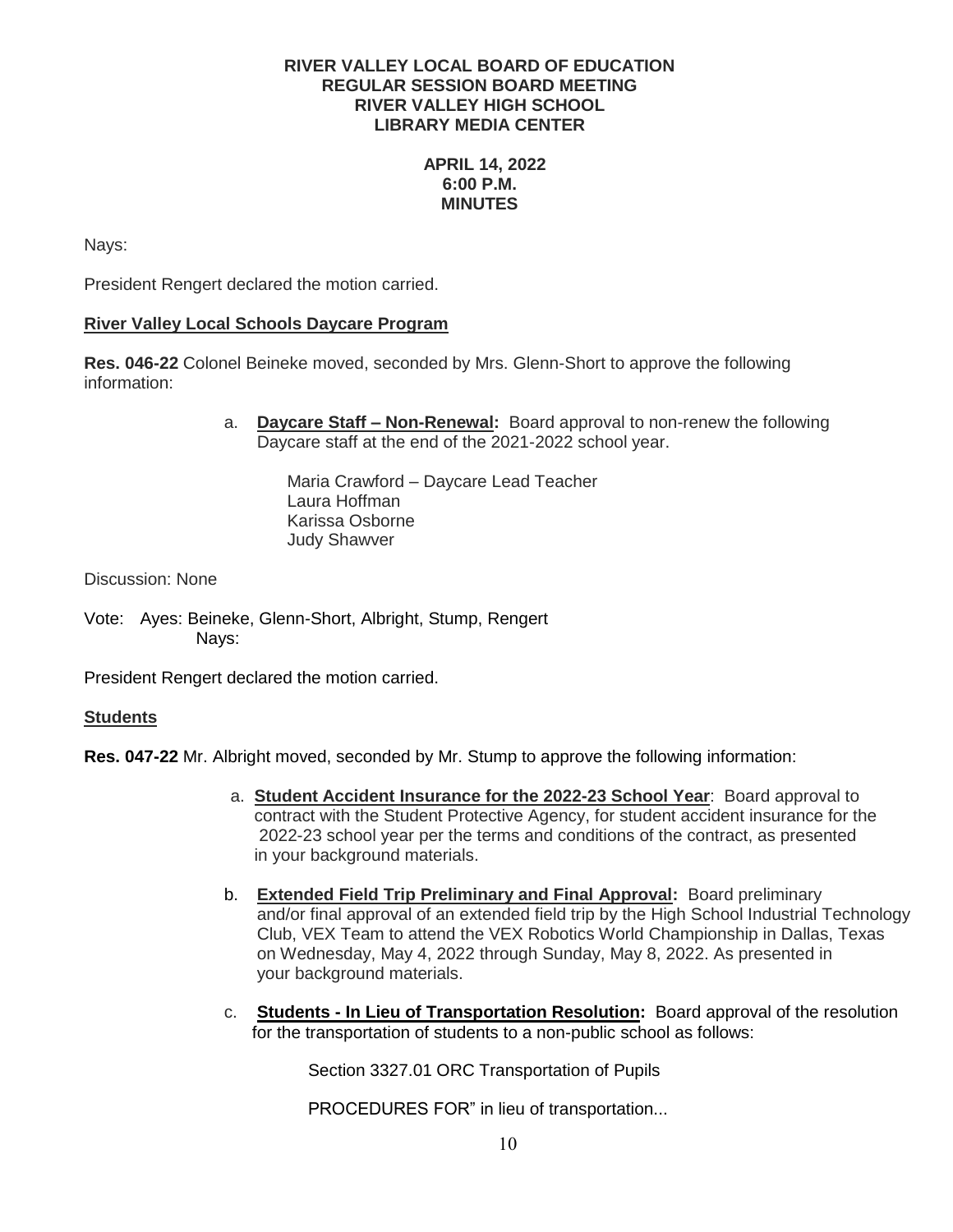**RIVER VALLEY LOCAL BOARD OF EDUCATION**
**REGULAR SESSION BOARD MEETING**
**RIVER VALLEY HIGH SCHOOL**
**LIBRARY MEDIA CENTER**

**APRIL 14, 2022**
**6:00 P.M.**
**MINUTES**

Nays:

President Rengert declared the motion carried.

**River Valley Local Schools Daycare Program**

**Res. 046-22** Colonel Beineke moved, seconded by Mrs. Glenn-Short to approve the following information:

a. **Daycare Staff – Non-Renewal:** Board approval to non-renew the following Daycare staff at the end of the 2021-2022 school year.

Maria Crawford – Daycare Lead Teacher
Laura Hoffman
Karissa Osborne
Judy Shawver

Discussion: None

Vote: Ayes: Beineke, Glenn-Short, Albright, Stump, Rengert
Nays:

President Rengert declared the motion carried.

**Students**

**Res. 047-22** Mr. Albright moved, seconded by Mr. Stump to approve the following information:

a. **Student Accident Insurance for the 2022-23 School Year**: Board approval to contract with the Student Protective Agency, for student accident insurance for the 2022-23 school year per the terms and conditions of the contract, as presented in your background materials.

b. **Extended Field Trip Preliminary and Final Approval:** Board preliminary and/or final approval of an extended field trip by the High School Industrial Technology Club, VEX Team to attend the VEX Robotics World Championship in Dallas, Texas on Wednesday, May 4, 2022 through Sunday, May 8, 2022. As presented in your background materials.

c. **Students - In Lieu of Transportation Resolution:** Board approval of the resolution for the transportation of students to a non-public school as follows:

Section 3327.01 ORC Transportation of Pupils

PROCEDURES FOR" in lieu of transportation...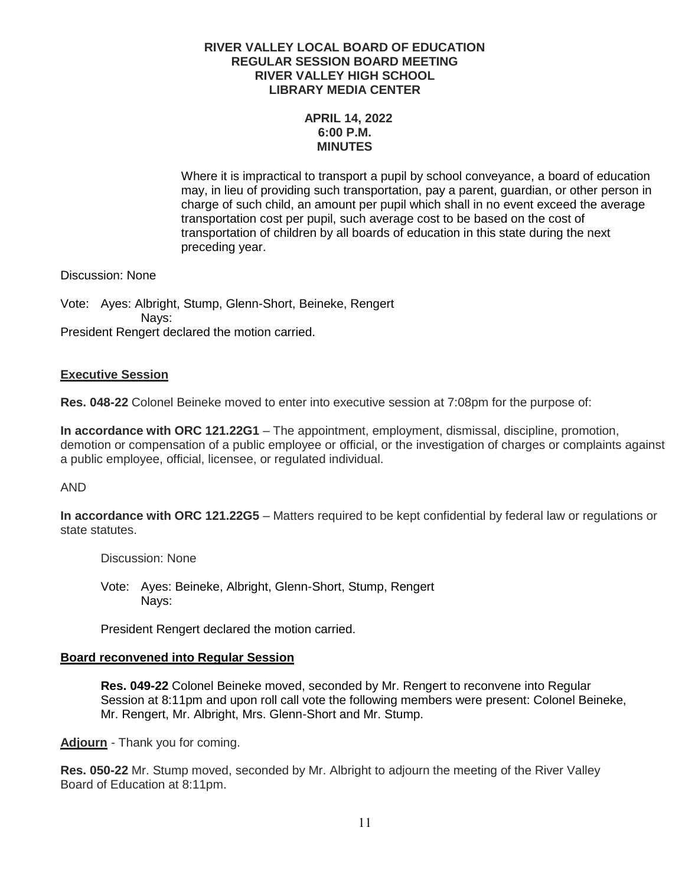**RIVER VALLEY LOCAL BOARD OF EDUCATION**
**REGULAR SESSION BOARD MEETING**
**RIVER VALLEY HIGH SCHOOL**
**LIBRARY MEDIA CENTER**

**APRIL 14, 2022**
**6:00 P.M.**
**MINUTES**

Where it is impractical to transport a pupil by school conveyance, a board of education may, in lieu of providing such transportation, pay a parent, guardian, or other person in charge of such child, an amount per pupil which shall in no event exceed the average transportation cost per pupil, such average cost to be based on the cost of transportation of children by all boards of education in this state during the next preceding year.

Discussion: None

Vote: Ayes: Albright, Stump, Glenn-Short, Beineke, Rengert
Nays:
President Rengert declared the motion carried.

## Executive Session

**Res. 048-22** Colonel Beineke moved to enter into executive session at 7:08pm for the purpose of:

**In accordance with ORC 121.22G1** – The appointment, employment, dismissal, discipline, promotion, demotion or compensation of a public employee or official, or the investigation of charges or complaints against a public employee, official, licensee, or regulated individual.

AND

**In accordance with ORC 121.22G5** – Matters required to be kept confidential by federal law or regulations or state statutes.

Discussion: None

Vote: Ayes: Beineke, Albright, Glenn-Short, Stump, Rengert
Nays:

President Rengert declared the motion carried.

## Board reconvened into Regular Session

**Res. 049-22** Colonel Beineke moved, seconded by Mr. Rengert to reconvene into Regular Session at 8:11pm and upon roll call vote the following members were present: Colonel Beineke, Mr. Rengert, Mr. Albright, Mrs. Glenn-Short and Mr. Stump.

**Adjourn** - Thank you for coming.

**Res. 050-22** Mr. Stump moved, seconded by Mr. Albright to adjourn the meeting of the River Valley Board of Education at 8:11pm.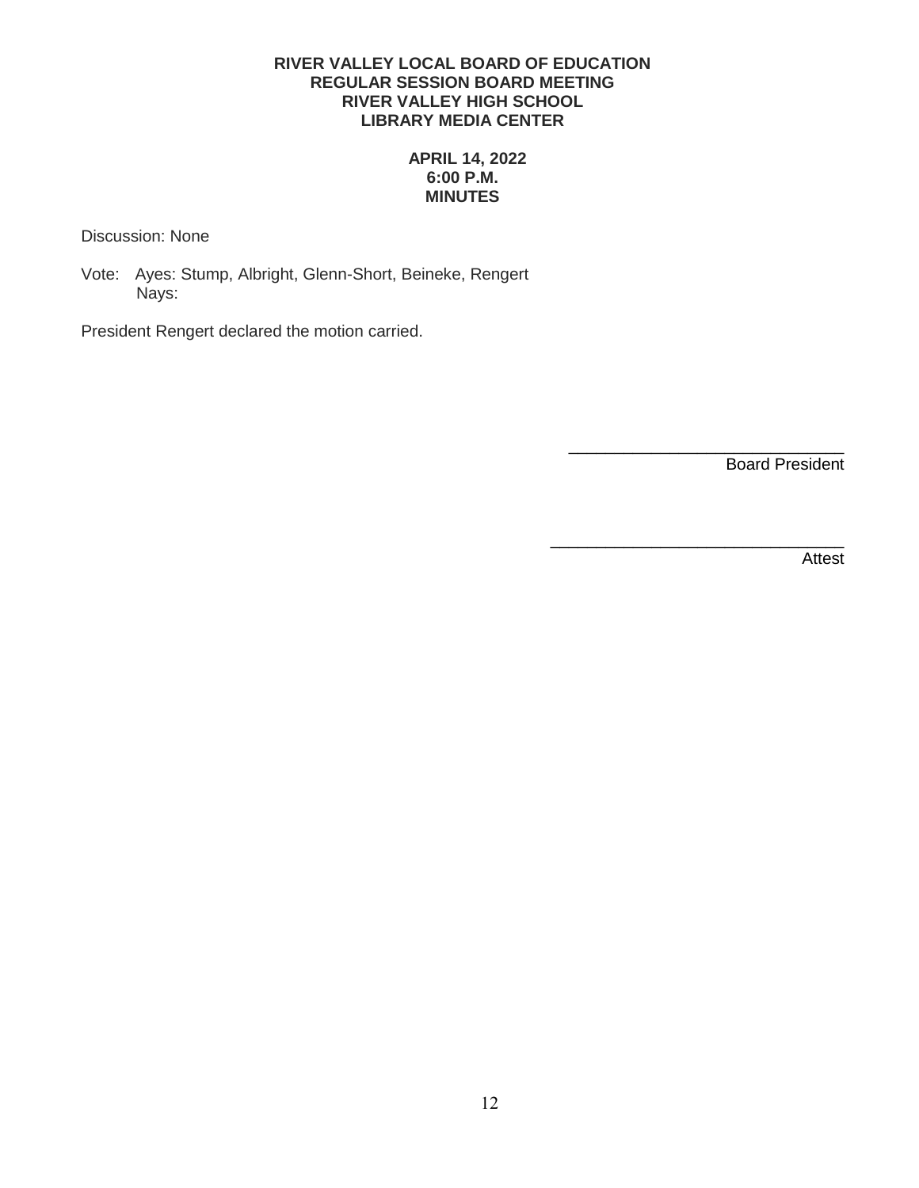**RIVER VALLEY LOCAL BOARD OF EDUCATION**
**REGULAR SESSION BOARD MEETING**
**RIVER VALLEY HIGH SCHOOL**
**LIBRARY MEDIA CENTER**

**APRIL 14, 2022**
**6:00 P.M.**
**MINUTES**

Discussion: None

Vote: Ayes: Stump, Albright, Glenn-Short, Beineke, Rengert
Nays:

President Rengert declared the motion carried.

______________________________
Board President

______________________________
Attest